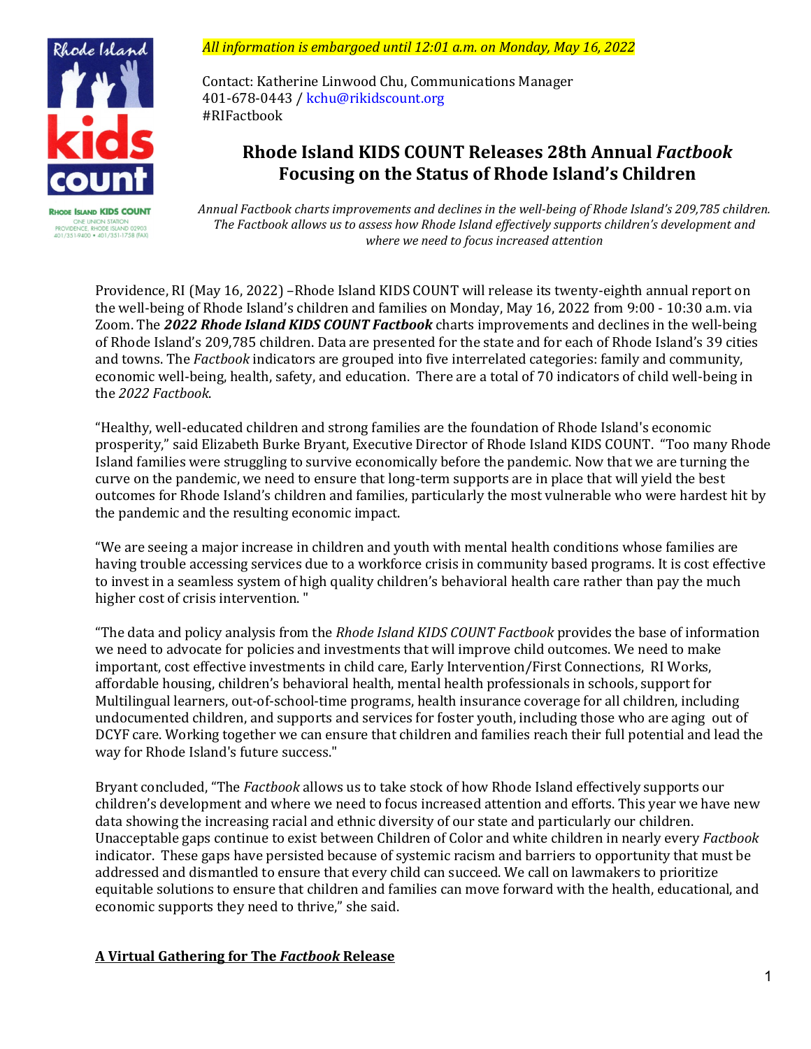*All information is embargoed until 12:01 a.m. on Monday, May 16, 2022*

Contact: Katherine Linwood Chu, Communications Manager
401-678-0443 / kchu@rikidscount.org
#RIFactbook

Rhode Island KIDS COUNT
ONE UNION STATION
PROVIDENCE, RHODE ISLAND 02903
401/351-9400 • 401/351-1758 (FAX)

# Rhode Island KIDS COUNT Releases 28th Annual *Factbook* Focusing on the Status of Rhode Island's Children

*Annual Factbook charts improvements and declines in the well-being of Rhode Island's 209,785 children. The Factbook allows us to assess how Rhode Island effectively supports children's development and where we need to focus increased attention*

Providence, RI (May 16, 2022) –Rhode Island KIDS COUNT will release its twenty-eighth annual report on the well-being of Rhode Island's children and families on Monday, May 16, 2022 from 9:00 - 10:30 a.m. via Zoom. The ***2022 Rhode Island KIDS COUNT Factbook*** charts improvements and declines in the well-being of Rhode Island's 209,785 children. Data are presented for the state and for each of Rhode Island's 39 cities and towns. The *Factbook* indicators are grouped into five interrelated categories: family and community, economic well-being, health, safety, and education. There are a total of 70 indicators of child well-being in the *2022 Factbook*.

"Healthy, well-educated children and strong families are the foundation of Rhode Island's economic prosperity," said Elizabeth Burke Bryant, Executive Director of Rhode Island KIDS COUNT. "Too many Rhode Island families were struggling to survive economically before the pandemic. Now that we are turning the curve on the pandemic, we need to ensure that long-term supports are in place that will yield the best outcomes for Rhode Island's children and families, particularly the most vulnerable who were hardest hit by the pandemic and the resulting economic impact.

"We are seeing a major increase in children and youth with mental health conditions whose families are having trouble accessing services due to a workforce crisis in community based programs. It is cost effective to invest in a seamless system of high quality children's behavioral health care rather than pay the much higher cost of crisis intervention. "

"The data and policy analysis from the *Rhode Island KIDS COUNT Factbook* provides the base of information we need to advocate for policies and investments that will improve child outcomes. We need to make important, cost effective investments in child care, Early Intervention/First Connections, RI Works, affordable housing, children's behavioral health, mental health professionals in schools, support for Multilingual learners, out-of-school-time programs, health insurance coverage for all children, including undocumented children, and supports and services for foster youth, including those who are aging out of DCYF care. Working together we can ensure that children and families reach their full potential and lead the way for Rhode Island's future success."

Bryant concluded, "The *Factbook* allows us to take stock of how Rhode Island effectively supports our children's development and where we need to focus increased attention and efforts. This year we have new data showing the increasing racial and ethnic diversity of our state and particularly our children. Unacceptable gaps continue to exist between Children of Color and white children in nearly every *Factbook* indicator. These gaps have persisted because of systemic racism and barriers to opportunity that must be addressed and dismantled to ensure that every child can succeed. We call on lawmakers to prioritize equitable solutions to ensure that children and families can move forward with the health, educational, and economic supports they need to thrive," she said.

## A Virtual Gathering for The *Factbook* Release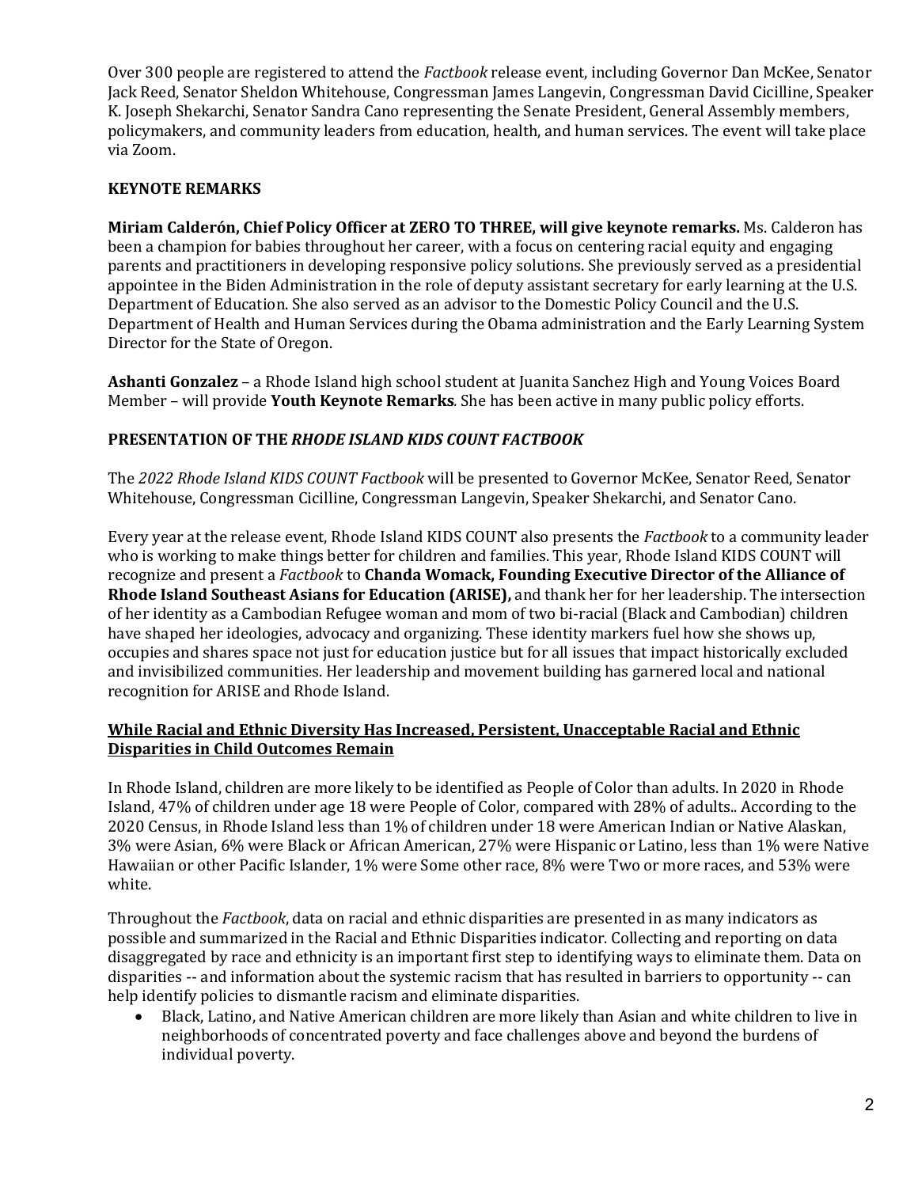Over 300 people are registered to attend the *Factbook* release event, including Governor Dan McKee, Senator Jack Reed, Senator Sheldon Whitehouse, Congressman James Langevin, Congressman David Cicilline, Speaker K. Joseph Shekarchi, Senator Sandra Cano representing the Senate President, General Assembly members, policymakers, and community leaders from education, health, and human services. The event will take place via Zoom.

**KEYNOTE REMARKS**

**Miriam Calderón, Chief Policy Officer at ZERO TO THREE, will give keynote remarks.** Ms. Calderon has been a champion for babies throughout her career, with a focus on centering racial equity and engaging parents and practitioners in developing responsive policy solutions. She previously served as a presidential appointee in the Biden Administration in the role of deputy assistant secretary for early learning at the U.S. Department of Education. She also served as an advisor to the Domestic Policy Council and the U.S. Department of Health and Human Services during the Obama administration and the Early Learning System Director for the State of Oregon.

**Ashanti Gonzalez** – a Rhode Island high school student at Juanita Sanchez High and Young Voices Board Member – will provide **Youth Keynote Remarks**. She has been active in many public policy efforts.

**PRESENTATION OF THE *RHODE ISLAND KIDS COUNT FACTBOOK***

The *2022 Rhode Island KIDS COUNT Factbook* will be presented to Governor McKee, Senator Reed, Senator Whitehouse, Congressman Cicilline, Congressman Langevin, Speaker Shekarchi, and Senator Cano.

Every year at the release event, Rhode Island KIDS COUNT also presents the *Factbook* to a community leader who is working to make things better for children and families. This year, Rhode Island KIDS COUNT will recognize and present a *Factbook* to **Chanda Womack, Founding Executive Director of the Alliance of Rhode Island Southeast Asians for Education (ARISE),** and thank her for her leadership. The intersection of her identity as a Cambodian Refugee woman and mom of two bi-racial (Black and Cambodian) children have shaped her ideologies, advocacy and organizing. These identity markers fuel how she shows up, occupies and shares space not just for education justice but for all issues that impact historically excluded and invisibilized communities. Her leadership and movement building has garnered local and national recognition for ARISE and Rhode Island.

**<u>While Racial and Ethnic Diversity Has Increased, Persistent, Unacceptable Racial and Ethnic Disparities in Child Outcomes Remain</u>**

In Rhode Island, children are more likely to be identified as People of Color than adults. In 2020 in Rhode Island, 47% of children under age 18 were People of Color, compared with 28% of adults.. According to the 2020 Census, in Rhode Island less than 1% of children under 18 were American Indian or Native Alaskan, 3% were Asian, 6% were Black or African American, 27% were Hispanic or Latino, less than 1% were Native Hawaiian or other Pacific Islander, 1% were Some other race, 8% were Two or more races, and 53% were white.

Throughout the *Factbook*, data on racial and ethnic disparities are presented in as many indicators as possible and summarized in the Racial and Ethnic Disparities indicator. Collecting and reporting on data disaggregated by race and ethnicity is an important first step to identifying ways to eliminate them. Data on disparities -- and information about the systemic racism that has resulted in barriers to opportunity -- can help identify policies to dismantle racism and eliminate disparities.

- Black, Latino, and Native American children are more likely than Asian and white children to live in neighborhoods of concentrated poverty and face challenges above and beyond the burdens of individual poverty.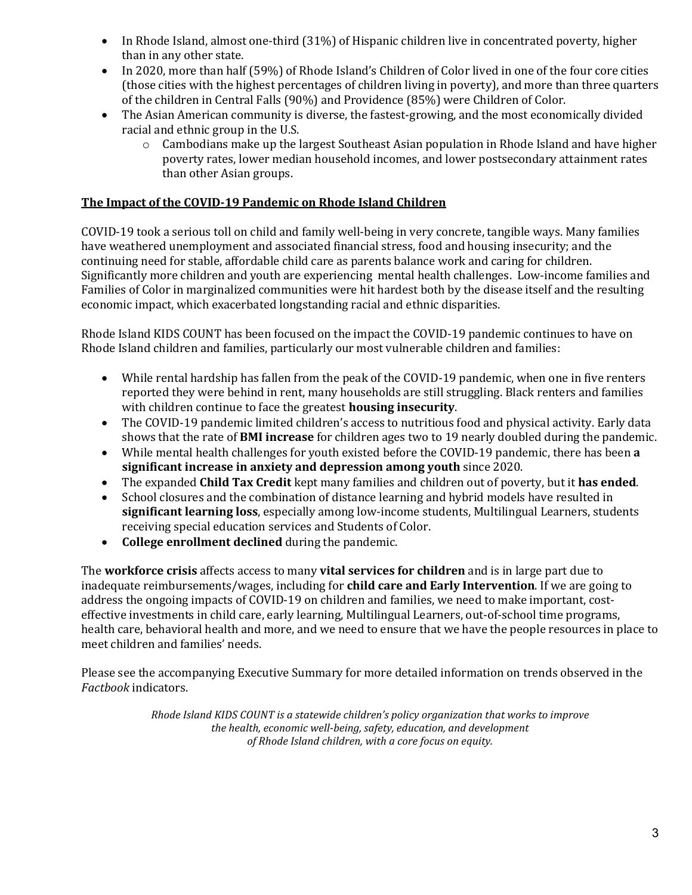- In Rhode Island, almost one-third (31%) of Hispanic children live in concentrated poverty, higher than in any other state.
- In 2020, more than half (59%) of Rhode Island's Children of Color lived in one of the four core cities (those cities with the highest percentages of children living in poverty), and more than three quarters of the children in Central Falls (90%) and Providence (85%) were Children of Color.
- The Asian American community is diverse, the fastest-growing, and the most economically divided racial and ethnic group in the U.S.
    - Cambodians make up the largest Southeast Asian population in Rhode Island and have higher poverty rates, lower median household incomes, and lower postsecondary attainment rates than other Asian groups.

**The Impact of the COVID-19 Pandemic on Rhode Island Children**

COVID-19 took a serious toll on child and family well-being in very concrete, tangible ways. Many families have weathered unemployment and associated financial stress, food and housing insecurity; and the continuing need for stable, affordable child care as parents balance work and caring for children. Significantly more children and youth are experiencing mental health challenges. Low-income families and Families of Color in marginalized communities were hit hardest both by the disease itself and the resulting economic impact, which exacerbated longstanding racial and ethnic disparities.

Rhode Island KIDS COUNT has been focused on the impact the COVID-19 pandemic continues to have on Rhode Island children and families, particularly our most vulnerable children and families:

- While rental hardship has fallen from the peak of the COVID-19 pandemic, when one in five renters reported they were behind in rent, many households are still struggling. Black renters and families with children continue to face the greatest **housing insecurity**.
- The COVID-19 pandemic limited children's access to nutritious food and physical activity. Early data shows that the rate of **BMI increase** for children ages two to 19 nearly doubled during the pandemic.
- While mental health challenges for youth existed before the COVID-19 pandemic, there has been **a significant increase in anxiety and depression among youth** since 2020.
- The expanded **Child Tax Credit** kept many families and children out of poverty, but it **has ended**.
- School closures and the combination of distance learning and hybrid models have resulted in **significant learning loss**, especially among low-income students, Multilingual Learners, students receiving special education services and Students of Color.
- **College enrollment declined** during the pandemic.

The **workforce crisis** affects access to many **vital services for children** and is in large part due to inadequate reimbursements/wages, including for **child care and Early Intervention**. If we are going to address the ongoing impacts of COVID-19 on children and families, we need to make important, cost-effective investments in child care, early learning, Multilingual Learners, out-of-school time programs, health care, behavioral health and more, and we need to ensure that we have the people resources in place to meet children and families' needs.

Please see the accompanying Executive Summary for more detailed information on trends observed in the *Factbook* indicators.

*Rhode Island KIDS COUNT is a statewide children's policy organization that works to improve the health, economic well-being, safety, education, and development of Rhode Island children, with a core focus on equity.*